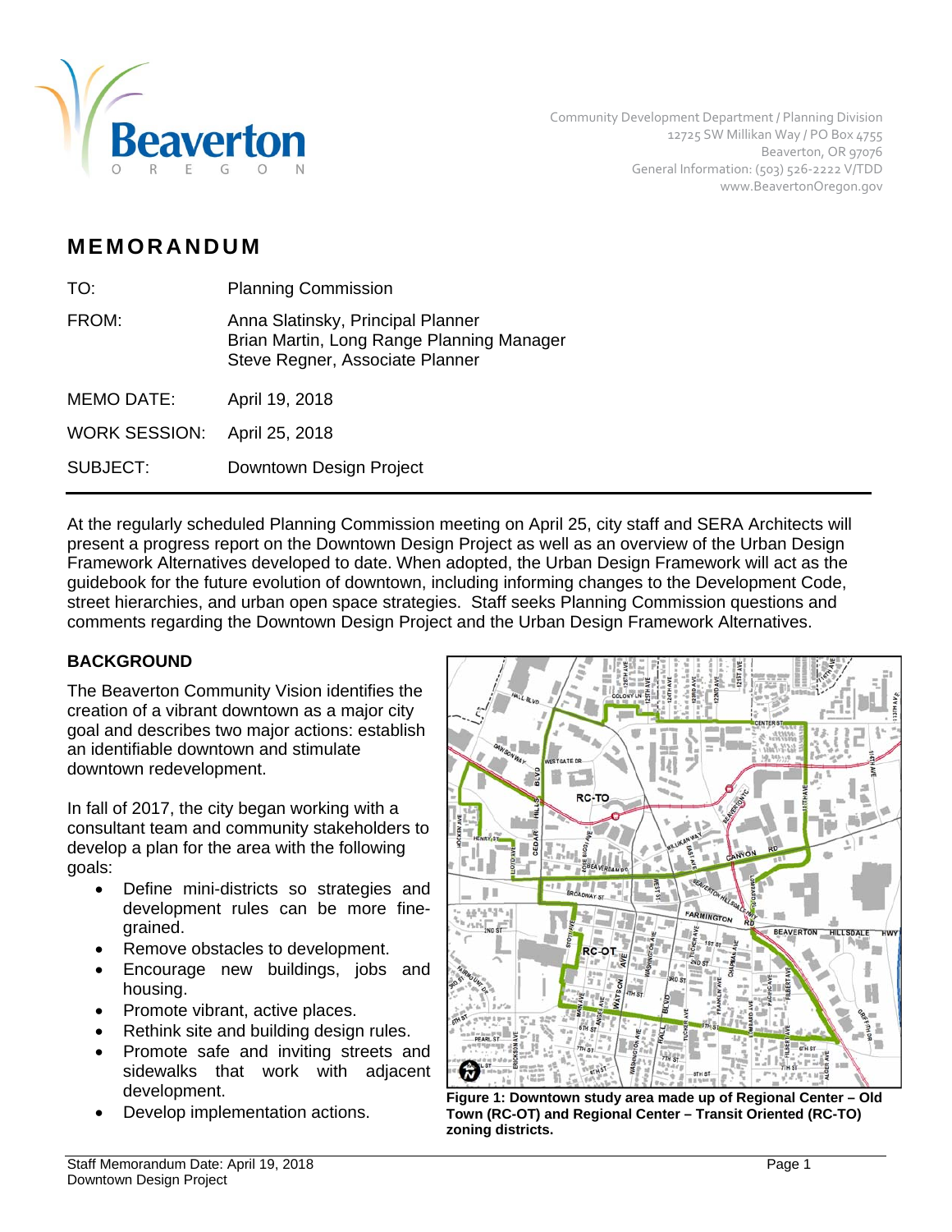Community Development Department / Planning Division
12725 SW Millikan Way / PO Box 4755
Beaverton, OR 97076
General Information: (503) 526-2222 V/TDD
www.BeavertonOregon.gov

# MEMORANDUM

| | |
|---|---|
| TO: | Planning Commission |
| FROM: | Anna Slatinsky, Principal Planner<br>Brian Martin, Long Range Planning Manager<br>Steve Regner, Associate Planner |
| MEMO DATE: | April 19, 2018 |
| WORK SESSION: | April 25, 2018 |
| SUBJECT: | Downtown Design Project |

At the regularly scheduled Planning Commission meeting on April 25, city staff and SERA Architects will present a progress report on the Downtown Design Project as well as an overview of the Urban Design Framework Alternatives developed to date. When adopted, the Urban Design Framework will act as the guidebook for the future evolution of downtown, including informing changes to the Development Code, street hierarchies, and urban open space strategies. Staff seeks Planning Commission questions and comments regarding the Downtown Design Project and the Urban Design Framework Alternatives.

## BACKGROUND

The Beaverton Community Vision identifies the creation of a vibrant downtown as a major city goal and describes two major actions: establish an identifiable downtown and stimulate downtown redevelopment.

In fall of 2017, the city began working with a consultant team and community stakeholders to develop a plan for the area with the following goals:

- Define mini-districts so strategies and development rules can be more fine-grained.
- Remove obstacles to development.
- Encourage new buildings, jobs and housing.
- Promote vibrant, active places.
- Rethink site and building design rules.
- Promote safe and inviting streets and sidewalks that work with adjacent development.
- Develop implementation actions.

**Figure 1: Downtown study area made up of Regional Center – Old Town (RC-OT) and Regional Center – Transit Oriented (RC-TO) zoning districts.**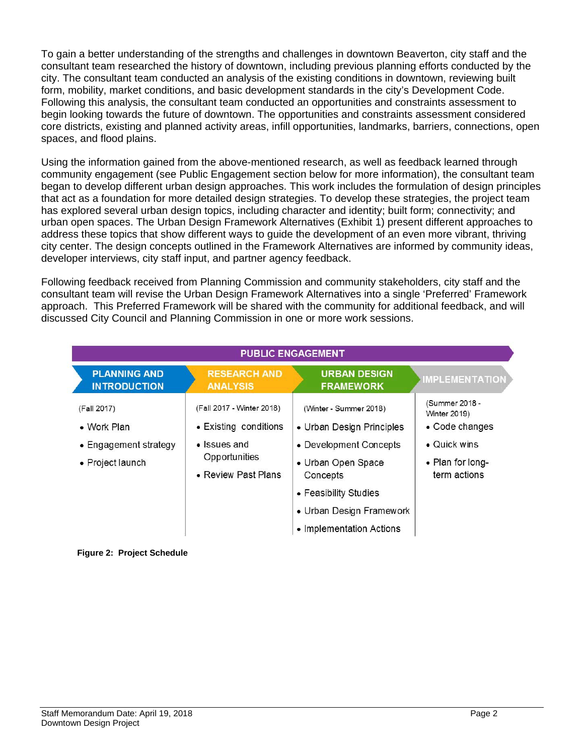To gain a better understanding of the strengths and challenges in downtown Beaverton, city staff and the consultant team researched the history of downtown, including previous planning efforts conducted by the city. The consultant team conducted an analysis of the existing conditions in downtown, reviewing built form, mobility, market conditions, and basic development standards in the city's Development Code. Following this analysis, the consultant team conducted an opportunities and constraints assessment to begin looking towards the future of downtown. The opportunities and constraints assessment considered core districts, existing and planned activity areas, infill opportunities, landmarks, barriers, connections, open spaces, and flood plains.

Using the information gained from the above-mentioned research, as well as feedback learned through community engagement (see Public Engagement section below for more information), the consultant team began to develop different urban design approaches. This work includes the formulation of design principles that act as a foundation for more detailed design strategies. To develop these strategies, the project team has explored several urban design topics, including character and identity; built form; connectivity; and urban open spaces. The Urban Design Framework Alternatives (Exhibit 1) present different approaches to address these topics that show different ways to guide the development of an even more vibrant, thriving city center. The design concepts outlined in the Framework Alternatives are informed by community ideas, developer interviews, city staff input, and partner agency feedback.

Following feedback received from Planning Commission and community stakeholders, city staff and the consultant team will revise the Urban Design Framework Alternatives into a single 'Preferred' Framework approach. This Preferred Framework will be shared with the community for additional feedback, and will discussed City Council and Planning Commission in one or more work sessions.

| PUBLIC ENGAGEMENT | | | |
|---|---|---|---|
| **PLANNING AND INTRODUCTION** | **RESEARCH AND ANALYSIS** | **URBAN DESIGN FRAMEWORK** | **IMPLEMENTATION** |
| (Fall 2017) | (Fall 2017 - Winter 2018) | (Winter - Summer 2018) | (Summer 2018 - Winter 2019) |
| • Work Plan<br>• Engagement strategy<br>• Project launch | • Existing conditions<br>• Issues and Opportunities<br>• Review Past Plans | • Urban Design Principles<br>• Development Concepts<br>• Urban Open Space Concepts<br>• Feasibility Studies<br>• Urban Design Framework<br>• Implementation Actions | • Code changes<br>• Quick wins<br>• Plan for long-term actions |

**Figure 2: Project Schedule**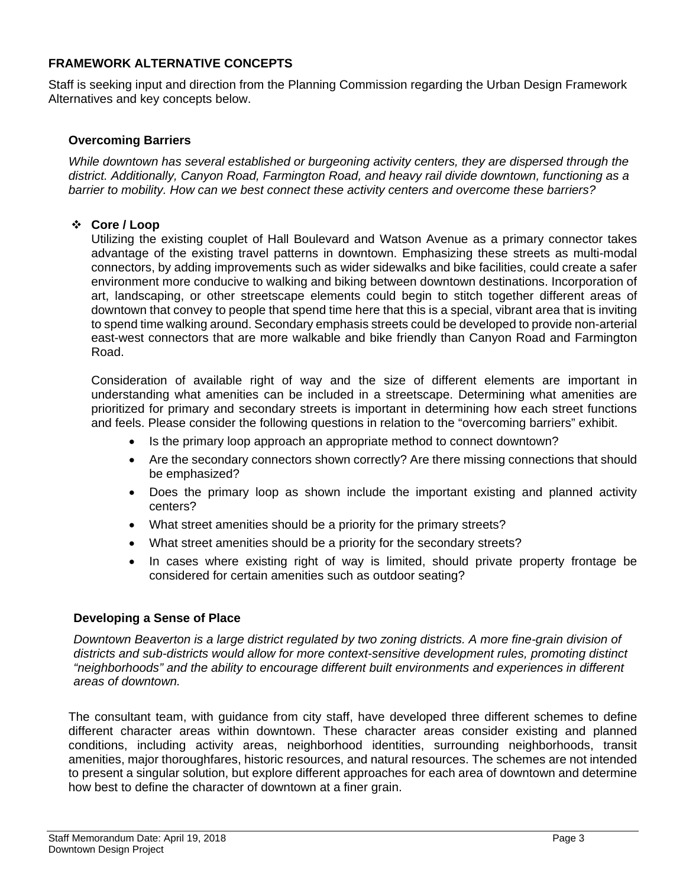## FRAMEWORK ALTERNATIVE CONCEPTS

Staff is seeking input and direction from the Planning Commission regarding the Urban Design Framework Alternatives and key concepts below.

### Overcoming Barriers

*While downtown has several established or burgeoning activity centers, they are dispersed through the district. Additionally, Canyon Road, Farmington Road, and heavy rail divide downtown, functioning as a barrier to mobility. How can we best connect these activity centers and overcome these barriers?*

- **Core / Loop**

  Utilizing the existing couplet of Hall Boulevard and Watson Avenue as a primary connector takes advantage of the existing travel patterns in downtown. Emphasizing these streets as multi-modal connectors, by adding improvements such as wider sidewalks and bike facilities, could create a safer environment more conducive to walking and biking between downtown destinations. Incorporation of art, landscaping, or other streetscape elements could begin to stitch together different areas of downtown that convey to people that spend time here that this is a special, vibrant area that is inviting to spend time walking around. Secondary emphasis streets could be developed to provide non-arterial east-west connectors that are more walkable and bike friendly than Canyon Road and Farmington Road.

  Consideration of available right of way and the size of different elements are important in understanding what amenities can be included in a streetscape. Determining what amenities are prioritized for primary and secondary streets is important in determining how each street functions and feels. Please consider the following questions in relation to the "overcoming barriers" exhibit.

  - Is the primary loop approach an appropriate method to connect downtown?
  - Are the secondary connectors shown correctly? Are there missing connections that should be emphasized?
  - Does the primary loop as shown include the important existing and planned activity centers?
  - What street amenities should be a priority for the primary streets?
  - What street amenities should be a priority for the secondary streets?
  - In cases where existing right of way is limited, should private property frontage be considered for certain amenities such as outdoor seating?

### Developing a Sense of Place

*Downtown Beaverton is a large district regulated by two zoning districts. A more fine-grain division of districts and sub-districts would allow for more context-sensitive development rules, promoting distinct "neighborhoods" and the ability to encourage different built environments and experiences in different areas of downtown.*

The consultant team, with guidance from city staff, have developed three different schemes to define different character areas within downtown. These character areas consider existing and planned conditions, including activity areas, neighborhood identities, surrounding neighborhoods, transit amenities, major thoroughfares, historic resources, and natural resources. The schemes are not intended to present a singular solution, but explore different approaches for each area of downtown and determine how best to define the character of downtown at a finer grain.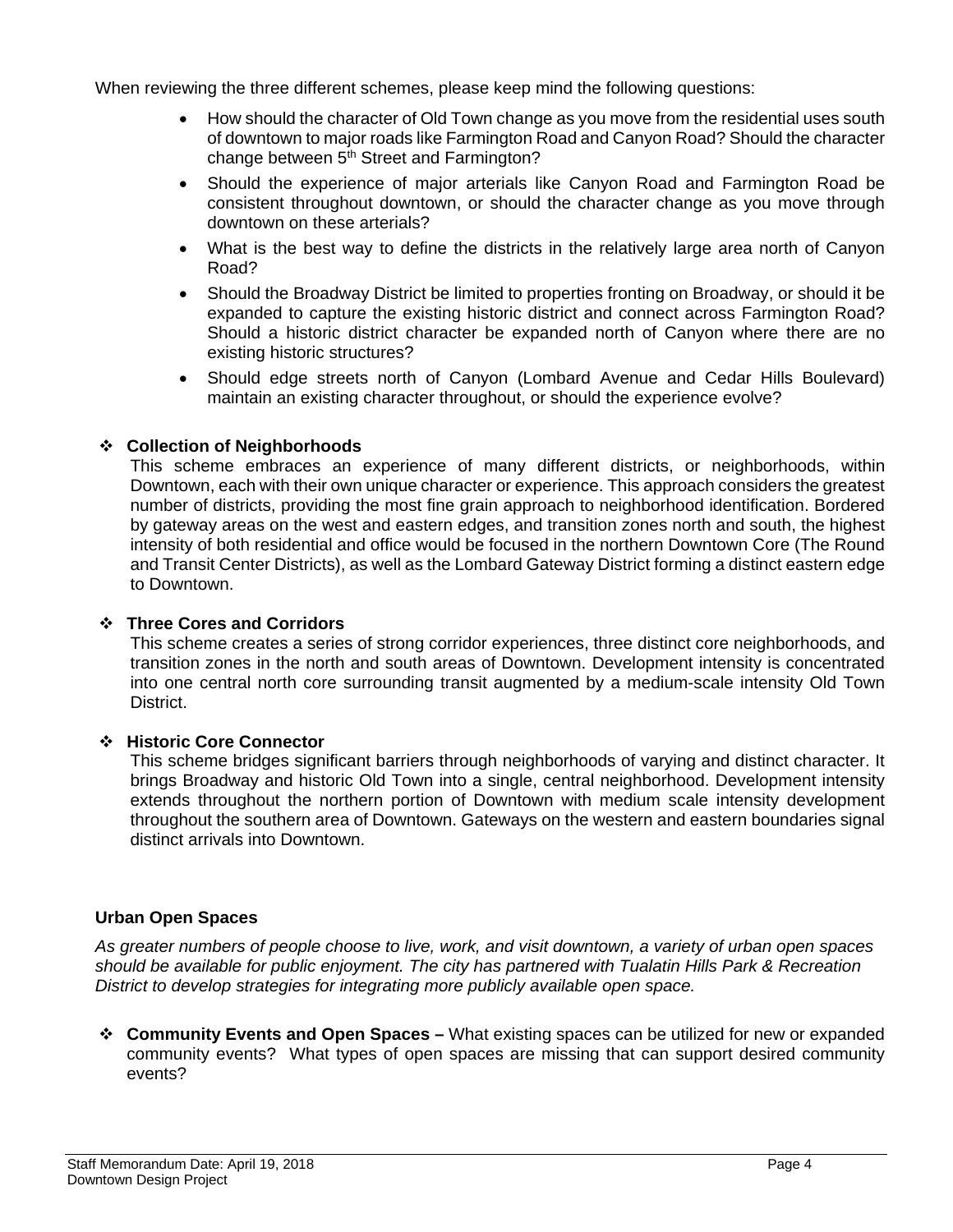When reviewing the three different schemes, please keep mind the following questions:

- How should the character of Old Town change as you move from the residential uses south of downtown to major roads like Farmington Road and Canyon Road? Should the character change between 5th Street and Farmington?
- Should the experience of major arterials like Canyon Road and Farmington Road be consistent throughout downtown, or should the character change as you move through downtown on these arterials?
- What is the best way to define the districts in the relatively large area north of Canyon Road?
- Should the Broadway District be limited to properties fronting on Broadway, or should it be expanded to capture the existing historic district and connect across Farmington Road? Should a historic district character be expanded north of Canyon where there are no existing historic structures?
- Should edge streets north of Canyon (Lombard Avenue and Cedar Hills Boulevard) maintain an existing character throughout, or should the experience evolve?

❖ **Collection of Neighborhoods**

This scheme embraces an experience of many different districts, or neighborhoods, within Downtown, each with their own unique character or experience. This approach considers the greatest number of districts, providing the most fine grain approach to neighborhood identification. Bordered by gateway areas on the west and eastern edges, and transition zones north and south, the highest intensity of both residential and office would be focused in the northern Downtown Core (The Round and Transit Center Districts), as well as the Lombard Gateway District forming a distinct eastern edge to Downtown.

❖ **Three Cores and Corridors**

This scheme creates a series of strong corridor experiences, three distinct core neighborhoods, and transition zones in the north and south areas of Downtown. Development intensity is concentrated into one central north core surrounding transit augmented by a medium-scale intensity Old Town District.

❖ **Historic Core Connector**

This scheme bridges significant barriers through neighborhoods of varying and distinct character. It brings Broadway and historic Old Town into a single, central neighborhood. Development intensity extends throughout the northern portion of Downtown with medium scale intensity development throughout the southern area of Downtown. Gateways on the western and eastern boundaries signal distinct arrivals into Downtown.

### Urban Open Spaces

*As greater numbers of people choose to live, work, and visit downtown, a variety of urban open spaces should be available for public enjoyment. The city has partnered with Tualatin Hills Park & Recreation District to develop strategies for integrating more publicly available open space.*

❖ **Community Events and Open Spaces –** What existing spaces can be utilized for new or expanded community events? What types of open spaces are missing that can support desired community events?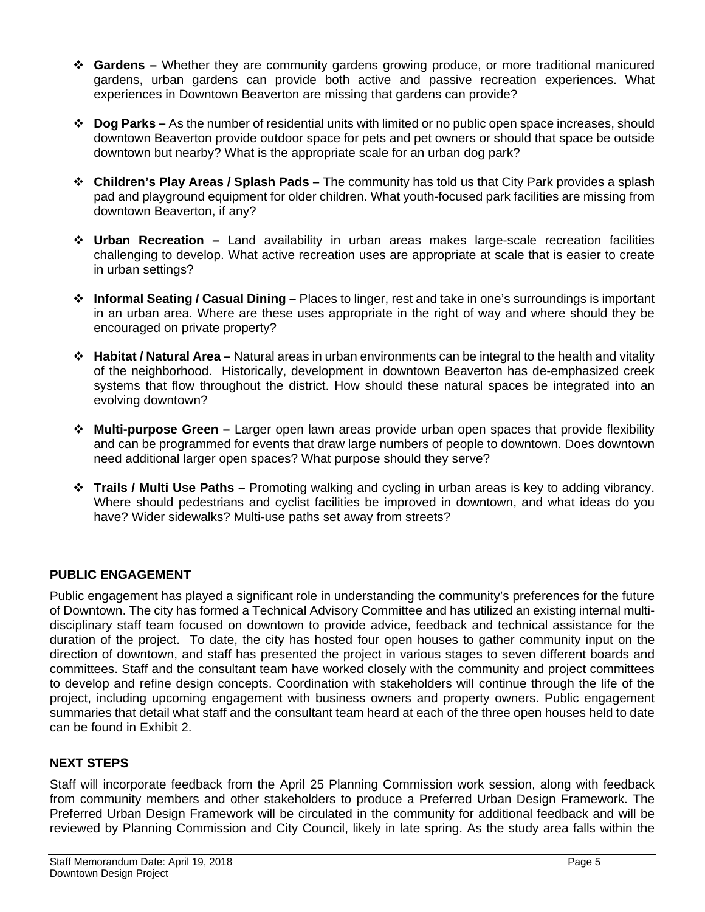- **Gardens –** Whether they are community gardens growing produce, or more traditional manicured gardens, urban gardens can provide both active and passive recreation experiences. What experiences in Downtown Beaverton are missing that gardens can provide?

- **Dog Parks –** As the number of residential units with limited or no public open space increases, should downtown Beaverton provide outdoor space for pets and pet owners or should that space be outside downtown but nearby? What is the appropriate scale for an urban dog park?

- **Children's Play Areas / Splash Pads –** The community has told us that City Park provides a splash pad and playground equipment for older children. What youth-focused park facilities are missing from downtown Beaverton, if any?

- **Urban Recreation –** Land availability in urban areas makes large-scale recreation facilities challenging to develop. What active recreation uses are appropriate at scale that is easier to create in urban settings?

- **Informal Seating / Casual Dining –** Places to linger, rest and take in one's surroundings is important in an urban area. Where are these uses appropriate in the right of way and where should they be encouraged on private property?

- **Habitat / Natural Area –** Natural areas in urban environments can be integral to the health and vitality of the neighborhood. Historically, development in downtown Beaverton has de-emphasized creek systems that flow throughout the district. How should these natural spaces be integrated into an evolving downtown?

- **Multi-purpose Green –** Larger open lawn areas provide urban open spaces that provide flexibility and can be programmed for events that draw large numbers of people to downtown. Does downtown need additional larger open spaces? What purpose should they serve?

- **Trails / Multi Use Paths –** Promoting walking and cycling in urban areas is key to adding vibrancy. Where should pedestrians and cyclist facilities be improved in downtown, and what ideas do you have? Wider sidewalks? Multi-use paths set away from streets?

## PUBLIC ENGAGEMENT

Public engagement has played a significant role in understanding the community's preferences for the future of Downtown. The city has formed a Technical Advisory Committee and has utilized an existing internal multi-disciplinary staff team focused on downtown to provide advice, feedback and technical assistance for the duration of the project. To date, the city has hosted four open houses to gather community input on the direction of downtown, and staff has presented the project in various stages to seven different boards and committees. Staff and the consultant team have worked closely with the community and project committees to develop and refine design concepts. Coordination with stakeholders will continue through the life of the project, including upcoming engagement with business owners and property owners. Public engagement summaries that detail what staff and the consultant team heard at each of the three open houses held to date can be found in Exhibit 2.

## NEXT STEPS

Staff will incorporate feedback from the April 25 Planning Commission work session, along with feedback from community members and other stakeholders to produce a Preferred Urban Design Framework. The Preferred Urban Design Framework will be circulated in the community for additional feedback and will be reviewed by Planning Commission and City Council, likely in late spring. As the study area falls within the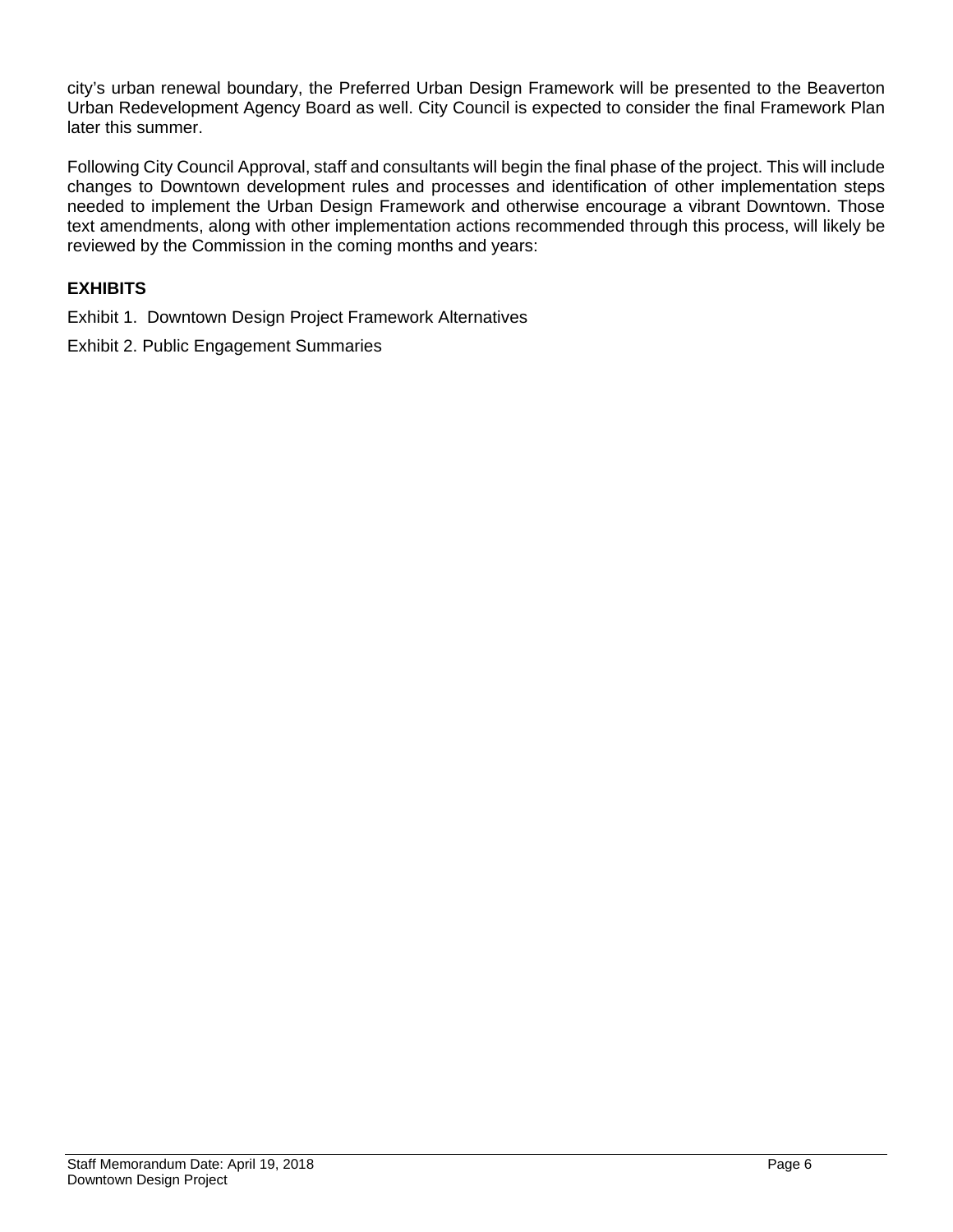city's urban renewal boundary, the Preferred Urban Design Framework will be presented to the Beaverton Urban Redevelopment Agency Board as well. City Council is expected to consider the final Framework Plan later this summer.

Following City Council Approval, staff and consultants will begin the final phase of the project. This will include changes to Downtown development rules and processes and identification of other implementation steps needed to implement the Urban Design Framework and otherwise encourage a vibrant Downtown. Those text amendments, along with other implementation actions recommended through this process, will likely be reviewed by the Commission in the coming months and years:

**EXHIBITS**

Exhibit 1. Downtown Design Project Framework Alternatives

Exhibit 2. Public Engagement Summaries